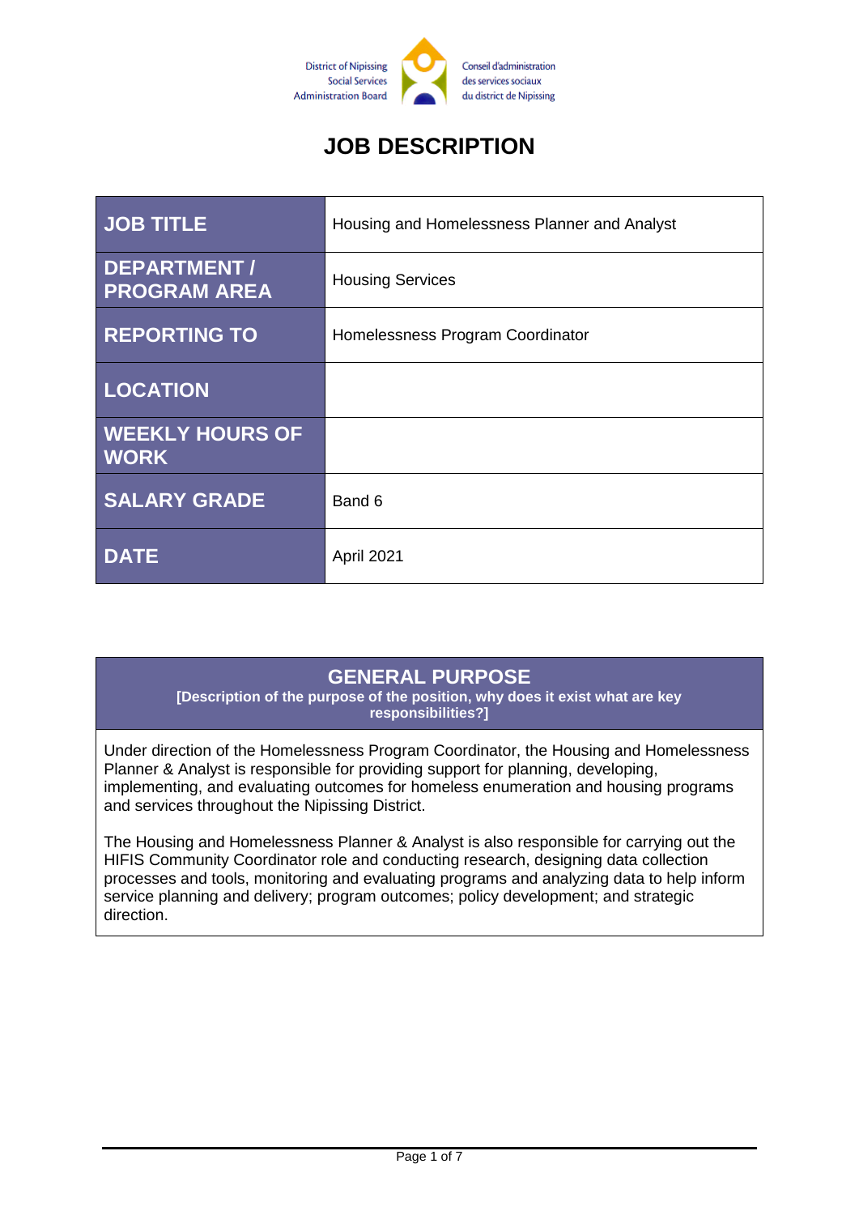District of Nipissing Social Services Administration Board

Conseil d'administration des services sociaux du district de Nipissing

# JOB DESCRIPTION

| | |
|---|---|
| **JOB TITLE** | Housing and Homelessness Planner and Analyst |
| **DEPARTMENT / PROGRAM AREA** | Housing Services |
| **REPORTING TO** | Homelessness Program Coordinator |
| **LOCATION** | |
| **WEEKLY HOURS OF WORK** | |
| **SALARY GRADE** | Band 6 |
| **DATE** | April 2021 |

## GENERAL PURPOSE

**[Description of the purpose of the position, why does it exist what are key responsibilities?]**

Under direction of the Homelessness Program Coordinator, the Housing and Homelessness Planner & Analyst is responsible for providing support for planning, developing, implementing, and evaluating outcomes for homeless enumeration and housing programs and services throughout the Nipissing District.

The Housing and Homelessness Planner & Analyst is also responsible for carrying out the HIFIS Community Coordinator role and conducting research, designing data collection processes and tools, monitoring and evaluating programs and analyzing data to help inform service planning and delivery; program outcomes; policy development; and strategic direction.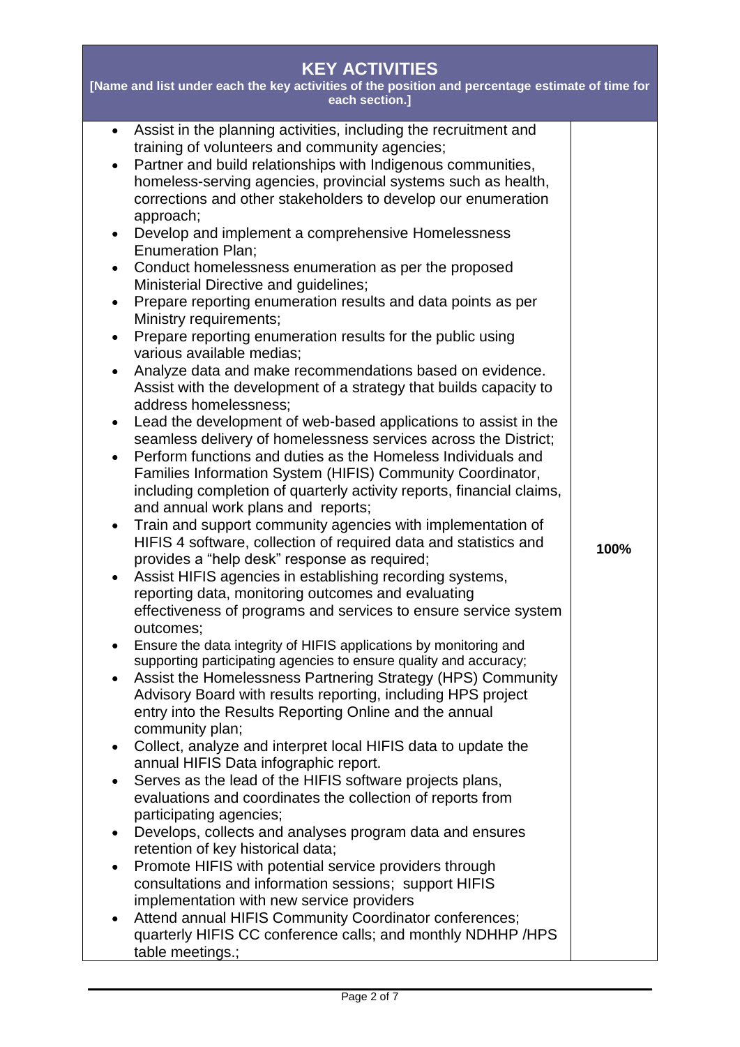| KEY ACTIVITIES<br>[Name and list under each the key activities of the position and percentage estimate of time for each section.] | |
|---|---|
| • Assist in the planning activities, including the recruitment and training of volunteers and community agencies;<br>• Partner and build relationships with Indigenous communities, homeless-serving agencies, provincial systems such as health, corrections and other stakeholders to develop our enumeration approach;<br>• Develop and implement a comprehensive Homelessness Enumeration Plan;<br>• Conduct homelessness enumeration as per the proposed Ministerial Directive and guidelines;<br>• Prepare reporting enumeration results and data points as per Ministry requirements;<br>• Prepare reporting enumeration results for the public using various available medias;<br>• Analyze data and make recommendations based on evidence. Assist with the development of a strategy that builds capacity to address homelessness;<br>• Lead the development of web-based applications to assist in the seamless delivery of homelessness services across the District;<br>• Perform functions and duties as the Homeless Individuals and Families Information System (HIFIS) Community Coordinator, including completion of quarterly activity reports, financial claims, and annual work plans and reports;<br>• Train and support community agencies with implementation of HIFIS 4 software, collection of required data and statistics and provides a "help desk" response as required;<br>• Assist HIFIS agencies in establishing recording systems, reporting data, monitoring outcomes and evaluating effectiveness of programs and services to ensure service system outcomes;<br>• Ensure the data integrity of HIFIS applications by monitoring and supporting participating agencies to ensure quality and accuracy;<br>• Assist the Homelessness Partnering Strategy (HPS) Community Advisory Board with results reporting, including HPS project entry into the Results Reporting Online and the annual community plan;<br>• Collect, analyze and interpret local HIFIS data to update the annual HIFIS Data infographic report.<br>• Serves as the lead of the HIFIS software projects plans, evaluations and coordinates the collection of reports from participating agencies;<br>• Develops, collects and analyses program data and ensures retention of key historical data;<br>• Promote HIFIS with potential service providers through consultations and information sessions; support HIFIS implementation with new service providers<br>• Attend annual HIFIS Community Coordinator conferences; quarterly HIFIS CC conference calls; and monthly NDHHP /HPS table meetings.; | **100%** |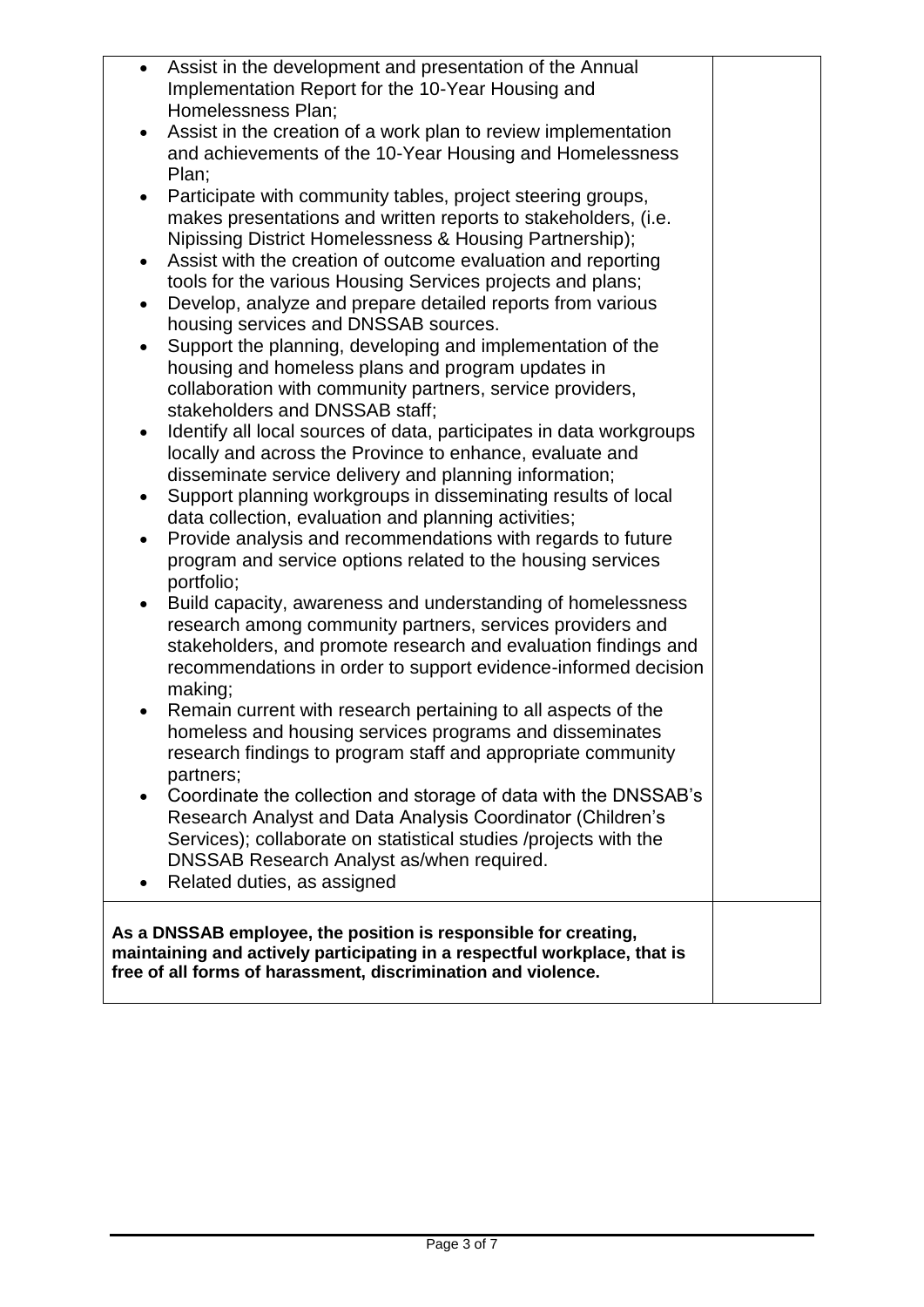| | |
|---|---|
| • Assist in the development and presentation of the Annual Implementation Report for the 10-Year Housing and Homelessness Plan;<br>• Assist in the creation of a work plan to review implementation and achievements of the 10-Year Housing and Homelessness Plan;<br>• Participate with community tables, project steering groups, makes presentations and written reports to stakeholders, (i.e. Nipissing District Homelessness & Housing Partnership);<br>• Assist with the creation of outcome evaluation and reporting tools for the various Housing Services projects and plans;<br>• Develop, analyze and prepare detailed reports from various housing services and DNSSAB sources.<br>• Support the planning, developing and implementation of the housing and homeless plans and program updates in collaboration with community partners, service providers, stakeholders and DNSSAB staff;<br>• Identify all local sources of data, participates in data workgroups locally and across the Province to enhance, evaluate and disseminate service delivery and planning information;<br>• Support planning workgroups in disseminating results of local data collection, evaluation and planning activities;<br>• Provide analysis and recommendations with regards to future program and service options related to the housing services portfolio;<br>• Build capacity, awareness and understanding of homelessness research among community partners, services providers and stakeholders, and promote research and evaluation findings and recommendations in order to support evidence-informed decision making;<br>• Remain current with research pertaining to all aspects of the homeless and housing services programs and disseminates research findings to program staff and appropriate community partners;<br>• Coordinate the collection and storage of data with the DNSSAB's Research Analyst and Data Analysis Coordinator (Children's Services); collaborate on statistical studies /projects with the DNSSAB Research Analyst as/when required.<br>• Related duties, as assigned | |
| **As a DNSSAB employee, the position is responsible for creating, maintaining and actively participating in a respectful workplace, that is free of all forms of harassment, discrimination and violence.** | |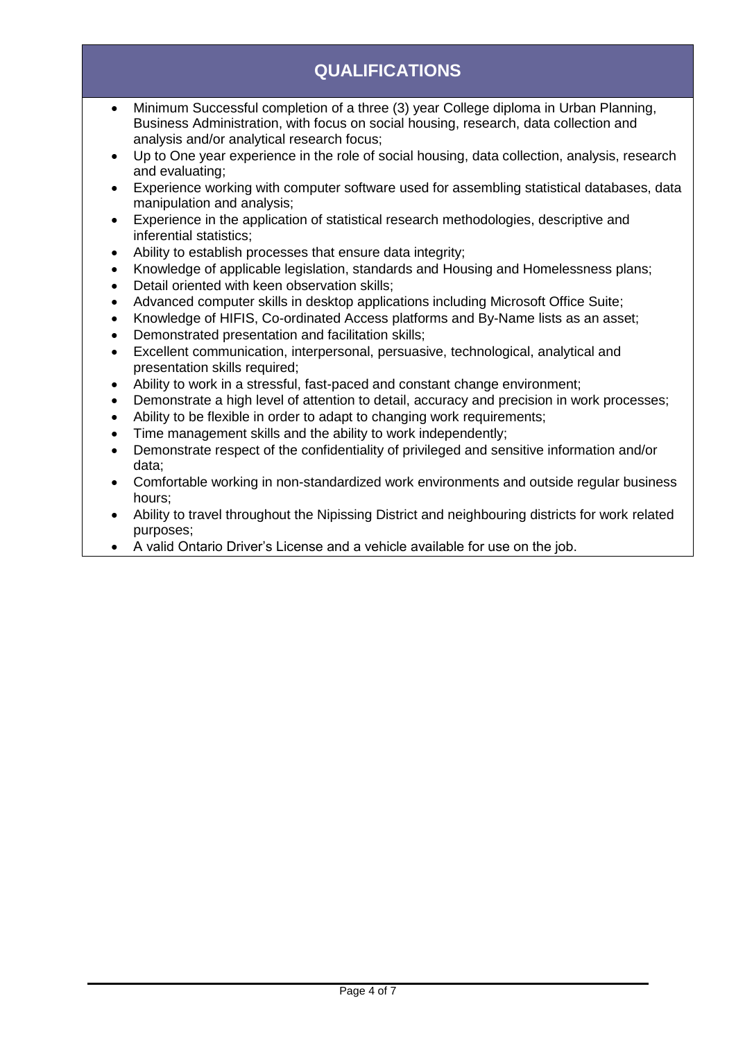## QUALIFICATIONS

- Minimum Successful completion of a three (3) year College diploma in Urban Planning, Business Administration, with focus on social housing, research, data collection and analysis and/or analytical research focus;
- Up to One year experience in the role of social housing, data collection, analysis, research and evaluating;
- Experience working with computer software used for assembling statistical databases, data manipulation and analysis;
- Experience in the application of statistical research methodologies, descriptive and inferential statistics;
- Ability to establish processes that ensure data integrity;
- Knowledge of applicable legislation, standards and Housing and Homelessness plans;
- Detail oriented with keen observation skills;
- Advanced computer skills in desktop applications including Microsoft Office Suite;
- Knowledge of HIFIS, Co-ordinated Access platforms and By-Name lists as an asset;
- Demonstrated presentation and facilitation skills;
- Excellent communication, interpersonal, persuasive, technological, analytical and presentation skills required;
- Ability to work in a stressful, fast-paced and constant change environment;
- Demonstrate a high level of attention to detail, accuracy and precision in work processes;
- Ability to be flexible in order to adapt to changing work requirements;
- Time management skills and the ability to work independently;
- Demonstrate respect of the confidentiality of privileged and sensitive information and/or data;
- Comfortable working in non-standardized work environments and outside regular business hours;
- Ability to travel throughout the Nipissing District and neighbouring districts for work related purposes;
- A valid Ontario Driver's License and a vehicle available for use on the job.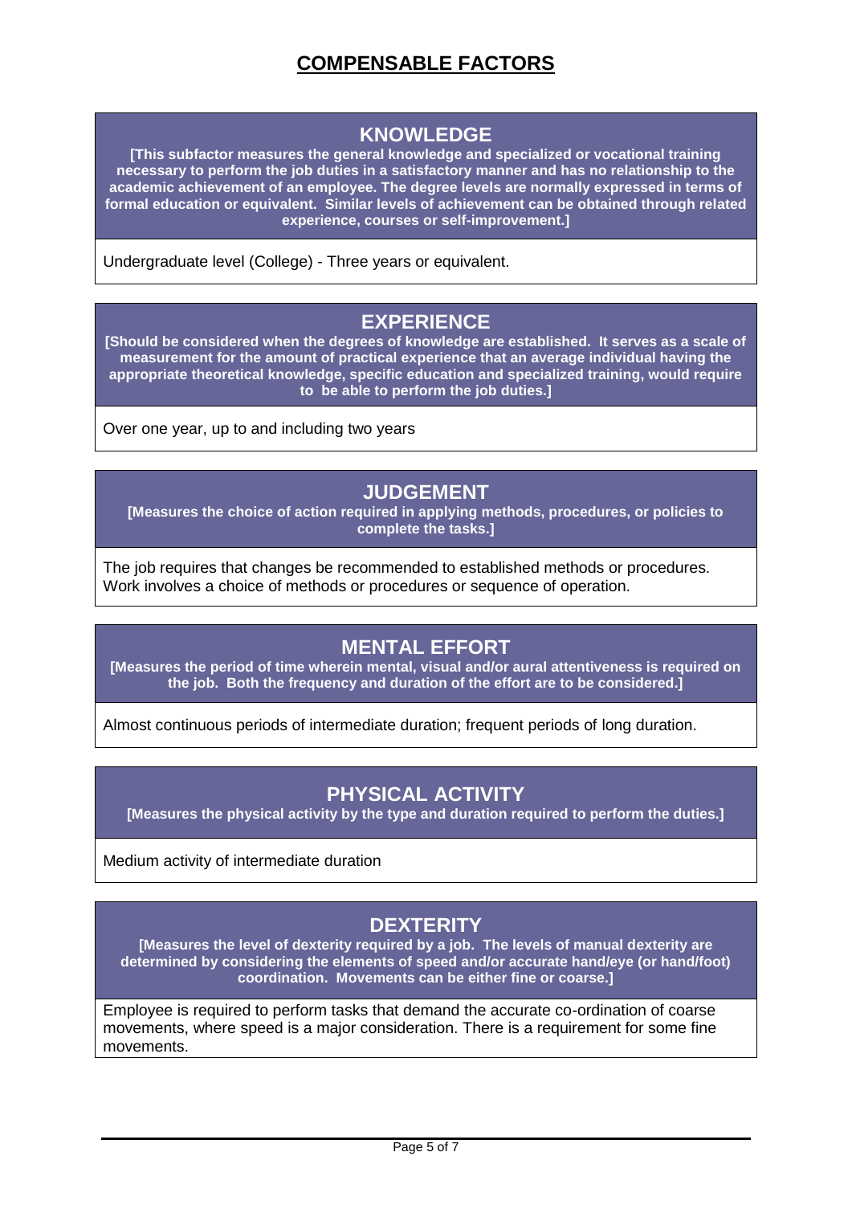# COMPENSABLE FACTORS

## KNOWLEDGE

**[This subfactor measures the general knowledge and specialized or vocational training necessary to perform the job duties in a satisfactory manner and has no relationship to the academic achievement of an employee. The degree levels are normally expressed in terms of formal education or equivalent. Similar levels of achievement can be obtained through related experience, courses or self-improvement.]**

Undergraduate level (College) - Three years or equivalent.

## EXPERIENCE

**[Should be considered when the degrees of knowledge are established. It serves as a scale of measurement for the amount of practical experience that an average individual having the appropriate theoretical knowledge, specific education and specialized training, would require to be able to perform the job duties.]**

Over one year, up to and including two years

## JUDGEMENT

**[Measures the choice of action required in applying methods, procedures, or policies to complete the tasks.]**

The job requires that changes be recommended to established methods or procedures. Work involves a choice of methods or procedures or sequence of operation.

## MENTAL EFFORT

**[Measures the period of time wherein mental, visual and/or aural attentiveness is required on the job. Both the frequency and duration of the effort are to be considered.]**

Almost continuous periods of intermediate duration; frequent periods of long duration.

## PHYSICAL ACTIVITY

**[Measures the physical activity by the type and duration required to perform the duties.]**

Medium activity of intermediate duration

## DEXTERITY

**[Measures the level of dexterity required by a job. The levels of manual dexterity are determined by considering the elements of speed and/or accurate hand/eye (or hand/foot) coordination. Movements can be either fine or coarse.]**

Employee is required to perform tasks that demand the accurate co-ordination of coarse movements, where speed is a major consideration. There is a requirement for some fine movements.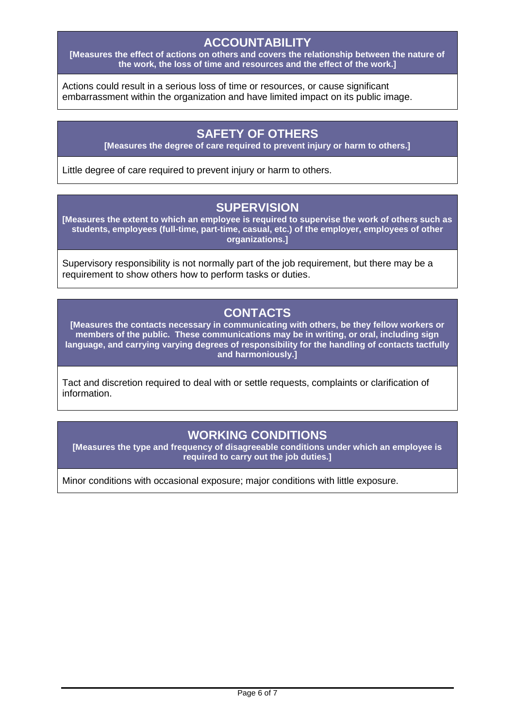## ACCOUNTABILITY

**[Measures the effect of actions on others and covers the relationship between the nature of the work, the loss of time and resources and the effect of the work.]**

Actions could result in a serious loss of time or resources, or cause significant embarrassment within the organization and have limited impact on its public image.

## SAFETY OF OTHERS

**[Measures the degree of care required to prevent injury or harm to others.]**

Little degree of care required to prevent injury or harm to others.

## SUPERVISION

**[Measures the extent to which an employee is required to supervise the work of others such as students, employees (full-time, part-time, casual, etc.) of the employer, employees of other organizations.]**

Supervisory responsibility is not normally part of the job requirement, but there may be a requirement to show others how to perform tasks or duties.

## CONTACTS

**[Measures the contacts necessary in communicating with others, be they fellow workers or members of the public. These communications may be in writing, or oral, including sign language, and carrying varying degrees of responsibility for the handling of contacts tactfully and harmoniously.]**

Tact and discretion required to deal with or settle requests, complaints or clarification of information.

## WORKING CONDITIONS

**[Measures the type and frequency of disagreeable conditions under which an employee is required to carry out the job duties.]**

Minor conditions with occasional exposure; major conditions with little exposure.